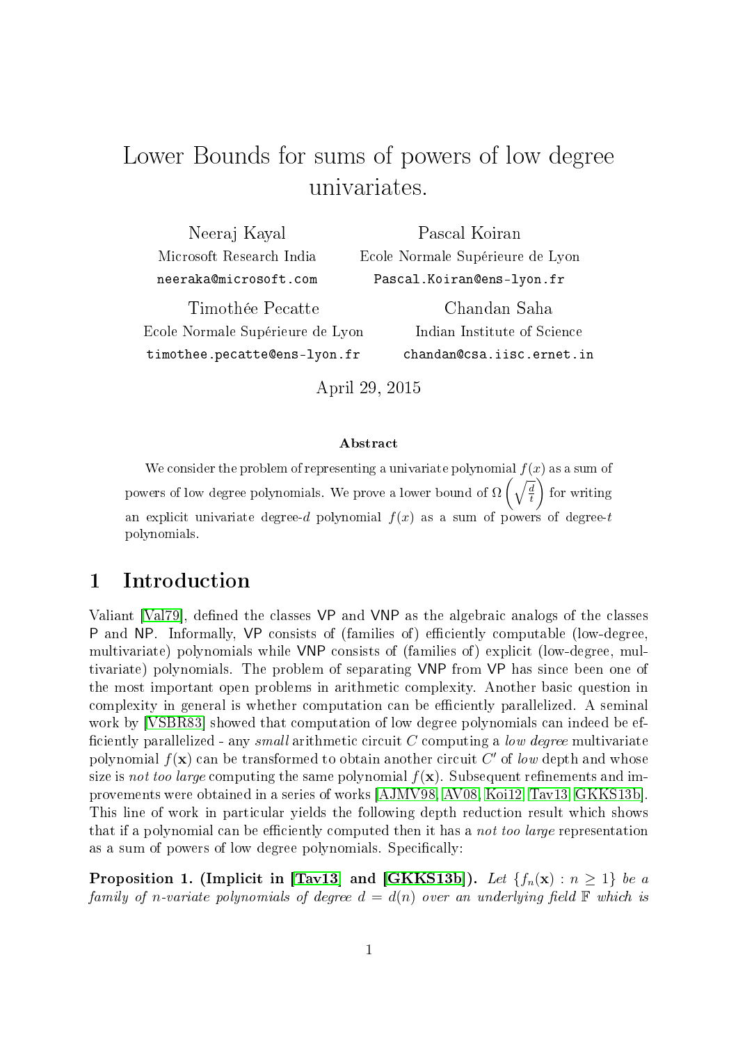# Lower Bounds for sums of powers of low degree univariates.

Neeraj Kayal
Microsoft Research India
neeraka@microsoft.com

Pascal Koiran
Ecole Normale Supérieure de Lyon
Pascal.Koiran@ens-lyon.fr

Timothée Pecatte
Ecole Normale Supérieure de Lyon
timothee.pecatte@ens-lyon.fr

Chandan Saha
Indian Institute of Science
chandan@csa.iisc.ernet.in

April 29, 2015

**Abstract**

We consider the problem of representing a univariate polynomial $f(x)$ as a sum of powers of low degree polynomials. We prove a lower bound of $\Omega\left(\sqrt{\frac{d}{t}}\right)$ for writing an explicit univariate degree-$d$ polynomial $f(x)$ as a sum of powers of degree-$t$ polynomials.

## 1 Introduction

Valiant [Val79], defined the classes VP and VNP as the algebraic analogs of the classes P and NP. Informally, VP consists of (families of) efficiently computable (low-degree, multivariate) polynomials while VNP consists of (families of) explicit (low-degree, multivariate) polynomials. The problem of separating VNP from VP has since been one of the most important open problems in arithmetic complexity. Another basic question in complexity in general is whether computation can be efficiently parallelized. A seminal work by [VSBR83] showed that computation of low degree polynomials can indeed be efficiently parallelized - any *small* arithmetic circuit $C$ computing a *low degree* multivariate polynomial $f(\mathbf{x})$ can be transformed to obtain another circuit $C'$ of *low* depth and whose size is *not too large* computing the same polynomial $f(\mathbf{x})$. Subsequent refinements and improvements were obtained in a series of works [AJMV98, AV08, Koi12, Tav13, GKKS13b]. This line of work in particular yields the following depth reduction result which shows that if a polynomial can be efficiently computed then it has a *not too large* representation as a sum of powers of low degree polynomials. Specifically:

**Proposition 1. (Implicit in [Tav13] and [GKKS13b]).** *Let $\{f_n(\mathbf{x}) : n \geq 1\}$ be a family of $n$-variate polynomials of degree $d = d(n)$ over an underlying field $\mathbb{F}$ which is*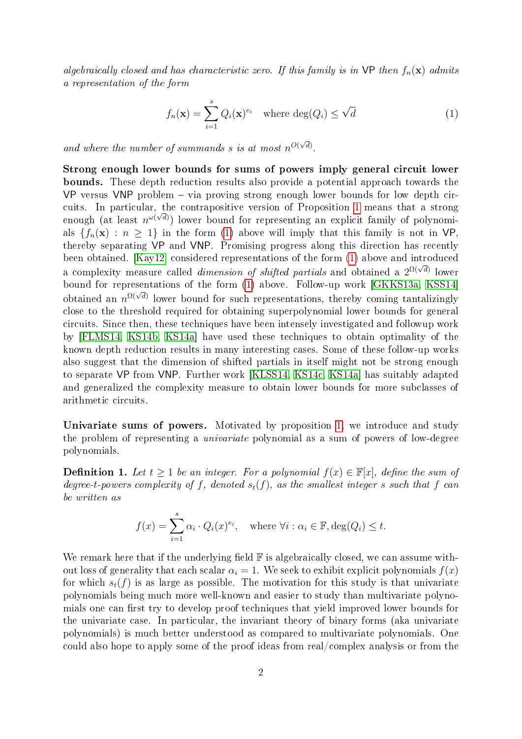*algebraically closed and has characteristic zero. If this family is in* VP *then* $f_n(\mathbf{x})$ *admits a representation of the form*

$$f_n(\mathbf{x}) = \sum_{i=1}^{s} Q_i(\mathbf{x})^{e_i} \quad \text{where } \deg(Q_i) \leq \sqrt{d} \tag{1}$$

*and where the number of summands* $s$ *is at most* $n^{O(\sqrt{d})}$.

**Strong enough lower bounds for sums of powers imply general circuit lower bounds.** These depth reduction results also provide a potential approach towards the VP versus VNP problem – via proving strong enough lower bounds for low depth circuits. In particular, the contrapositive version of Proposition 1 means that a strong enough (at least $n^{\omega(\sqrt{d})}$) lower bound for representing an explicit family of polynomials $\{f_n(\mathbf{x}) : n \geq 1\}$ in the form (1) above will imply that this family is not in VP, thereby separating VP and VNP. Promising progress along this direction has recently been obtained. [Kay12] considered representations of the form (1) above and introduced a complexity measure called *dimension of shifted partials* and obtained a $2^{\Omega(\sqrt{d})}$ lower bound for representations of the form (1) above. Follow-up work [GKKS13a, KSS14] obtained an $n^{\Omega(\sqrt{d})}$ lower bound for such representations, thereby coming tantalizingly close to the threshold required for obtaining superpolynomial lower bounds for general circuits. Since then, these techniques have been intensely investigated and followup work by [FLMS14, KS14b, KS14a] have used these techniques to obtain optimality of the known depth reduction results in many interesting cases. Some of these follow-up works also suggest that the dimension of shifted partials in itself might not be strong enough to separate VP from VNP. Further work [KLSS14, KS14c, KS14a] has suitably adapted and generalized the complexity measure to obtain lower bounds for more subclasses of arithmetic circuits.

**Univariate sums of powers.** Motivated by proposition 1, we introduce and study the problem of representing a *univariate* polynomial as a sum of powers of low-degree polynomials.

**Definition 1.** *Let* $t \geq 1$ *be an integer. For a polynomial* $f(x) \in \mathbb{F}[x]$*, define the sum of degree-t-powers complexity of* $f$*, denoted* $s_t(f)$*, as the smallest integer* $s$ *such that* $f$ *can be written as*

$$f(x) = \sum_{i=1}^{s} \alpha_i \cdot Q_i(x)^{e_i}, \quad \text{where } \forall i : \alpha_i \in \mathbb{F}, \deg(Q_i) \leq t.$$

We remark here that if the underlying field $\mathbb{F}$ is algebraically closed, we can assume without loss of generality that each scalar $\alpha_i = 1$. We seek to exhibit explicit polynomials $f(x)$ for which $s_t(f)$ is as large as possible. The motivation for this study is that univariate polynomials being much more well-known and easier to study than multivariate polynomials one can first try to develop proof techniques that yield improved lower bounds for the univariate case. In particular, the invariant theory of binary forms (aka univariate polynomials) is much better understood as compared to multivariate polynomials. One could also hope to apply some of the proof ideas from real/complex analysis or from the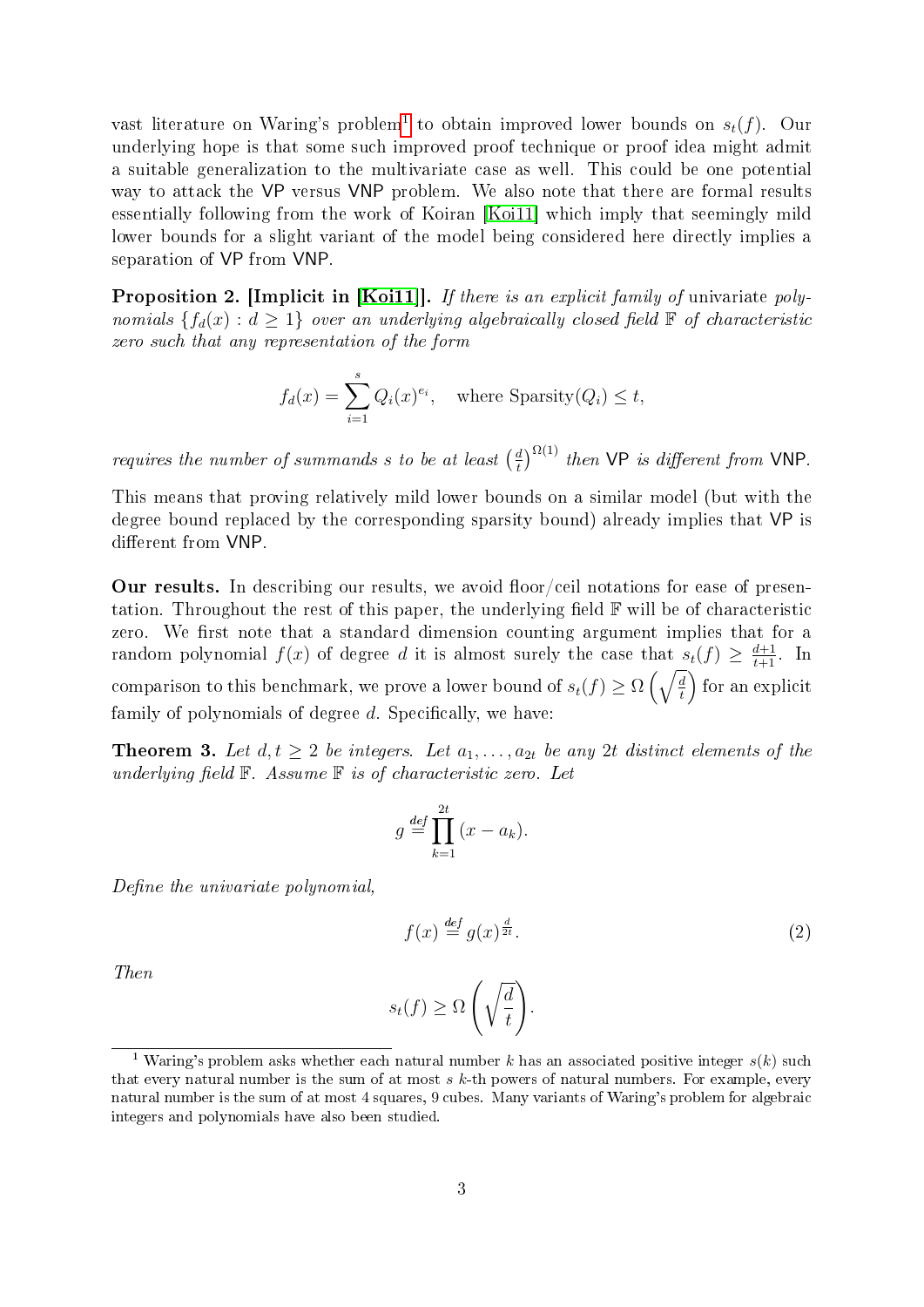vast literature on Waring's problem[1] to obtain improved lower bounds on $s_t(f)$. Our underlying hope is that some such improved proof technique or proof idea might admit a suitable generalization to the multivariate case as well. This could be one potential way to attack the VP versus VNP problem. We also note that there are formal results essentially following from the work of Koiran [Koi11] which imply that seemingly mild lower bounds for a slight variant of the model being considered here directly implies a separation of VP from VNP.

**Proposition 2. [Implicit in [Koi11]].** *If there is an explicit family of* univariate *polynomials $\{f_d(x) : d \geq 1\}$ over an underlying algebraically closed field $\mathbb{F}$ of characteristic zero such that any representation of the form*

$$f_d(x) = \sum_{i=1}^{s} Q_i(x)^{e_i}, \quad \text{where Sparsity}(Q_i) \leq t,$$

*requires the number of summands $s$ to be at least $\left(\frac{d}{t}\right)^{\Omega(1)}$ then VP is different from VNP.*

This means that proving relatively mild lower bounds on a similar model (but with the degree bound replaced by the corresponding sparsity bound) already implies that VP is different from VNP.

**Our results.** In describing our results, we avoid floor/ceil notations for ease of presentation. Throughout the rest of this paper, the underlying field $\mathbb{F}$ will be of characteristic zero. We first note that a standard dimension counting argument implies that for a random polynomial $f(x)$ of degree $d$ it is almost surely the case that $s_t(f) \geq \frac{d+1}{t+1}$. In comparison to this benchmark, we prove a lower bound of $s_t(f) \geq \Omega\left(\sqrt{\frac{d}{t}}\right)$ for an explicit family of polynomials of degree $d$. Specifically, we have:

**Theorem 3.** *Let $d, t \geq 2$ be integers. Let $a_1, \ldots, a_{2t}$ be any $2t$ distinct elements of the underlying field $\mathbb{F}$. Assume $\mathbb{F}$ is of characteristic zero. Let*

$$g \stackrel{def}{=} \prod_{k=1}^{2t} (x - a_k).$$

*Define the univariate polynomial,*

$$f(x) \stackrel{def}{=} g(x)^{\frac{d}{2t}}. \tag{2}$$

*Then*

$$s_t(f) \geq \Omega\left(\sqrt{\frac{d}{t}}\right).$$

[1] Waring's problem asks whether each natural number $k$ has an associated positive integer $s(k)$ such that every natural number is the sum of at most $s$ $k$-th powers of natural numbers. For example, every natural number is the sum of at most 4 squares, 9 cubes. Many variants of Waring's problem for algebraic integers and polynomials have also been studied.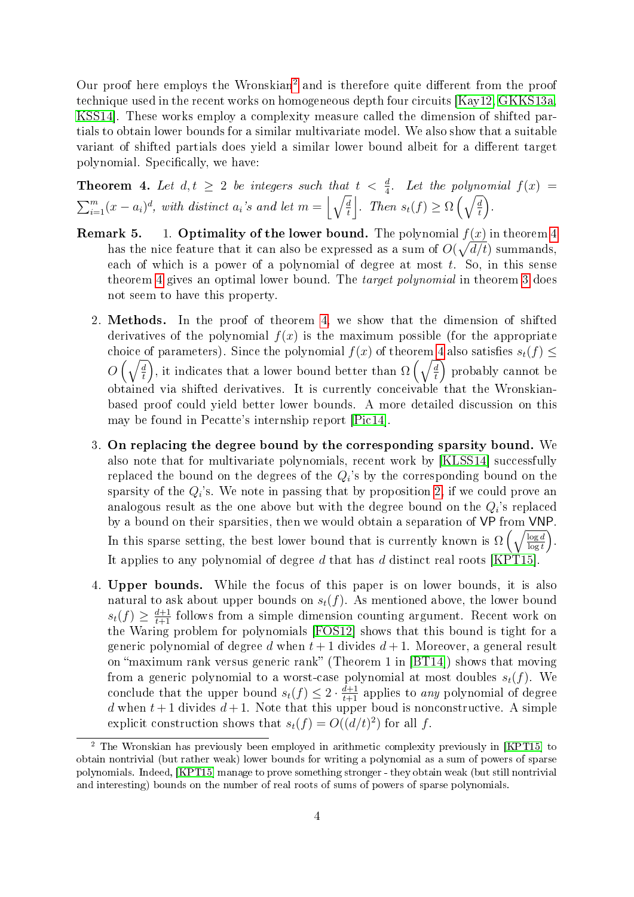Our proof here employs the Wronskian[2] and is therefore quite different from the proof technique used in the recent works on homogeneous depth four circuits [Kay12, GKKS13a, KSS14]. These works employ a complexity measure called the dimension of shifted partials to obtain lower bounds for a similar multivariate model. We also show that a suitable variant of shifted partials does yield a similar lower bound albeit for a different target polynomial. Specifically, we have:

**Theorem 4.** *Let $d, t \geq 2$ be integers such that $t < \frac{d}{4}$. Let the polynomial $f(x) = \sum_{i=1}^{m}(x - a_i)^d$, with distinct $a_i$'s and let $m = \left\lfloor \sqrt{\frac{d}{t}} \right\rfloor$. Then $s_t(f) \geq \Omega\left(\sqrt{\frac{d}{t}}\right)$.*

**Remark 5.**

1. **Optimality of the lower bound.** The polynomial $f(x)$ in theorem 4 has the nice feature that it can also be expressed as a sum of $O(\sqrt{d/t})$ summands, each of which is a power of a polynomial of degree at most $t$. So, in this sense theorem 4 gives an optimal lower bound. The *target polynomial* in theorem 3 does not seem to have this property.

2. **Methods.** In the proof of theorem 4, we show that the dimension of shifted derivatives of the polynomial $f(x)$ is the maximum possible (for the appropriate choice of parameters). Since the polynomial $f(x)$ of theorem 4 also satisfies $s_t(f) \leq O\left(\sqrt{\frac{d}{t}}\right)$, it indicates that a lower bound better than $\Omega\left(\sqrt{\frac{d}{t}}\right)$ probably cannot be obtained via shifted derivatives. It is currently conceivable that the Wronskian-based proof could yield better lower bounds. A more detailed discussion on this may be found in Pecatte's internship report [Pic14].

3. **On replacing the degree bound by the corresponding sparsity bound.** We also note that for multivariate polynomials, recent work by [KLSS14] successfully replaced the bound on the degrees of the $Q_i$'s by the corresponding bound on the sparsity of the $Q_i$'s. We note in passing that by proposition 2, if we could prove an analogous result as the one above but with the degree bound on the $Q_i$'s replaced by a bound on their sparsities, then we would obtain a separation of VP from VNP. In this sparse setting, the best lower bound that is currently known is $\Omega\left(\sqrt{\frac{\log d}{\log t}}\right)$. It applies to any polynomial of degree $d$ that has $d$ distinct real roots [KPT15].

4. **Upper bounds.** While the focus of this paper is on lower bounds, it is also natural to ask about upper bounds on $s_t(f)$. As mentioned above, the lower bound $s_t(f) \geq \frac{d+1}{t+1}$ follows from a simple dimension counting argument. Recent work on the Waring problem for polynomials [FOS12] shows that this bound is tight for a generic polynomial of degree $d$ when $t+1$ divides $d+1$. Moreover, a general result on "maximum rank versus generic rank" (Theorem 1 in [BT14]) shows that moving from a generic polynomial to a worst-case polynomial at most doubles $s_t(f)$. We conclude that the upper bound $s_t(f) \leq 2 \cdot \frac{d+1}{t+1}$ applies to *any* polynomial of degree $d$ when $t+1$ divides $d+1$. Note that this upper boud is nonconstructive. A simple explicit construction shows that $s_t(f) = O((d/t)^2)$ for all $f$.

[2] The Wronskian has previously been employed in arithmetic complexity previously in [KPT15] to obtain nontrivial (but rather weak) lower bounds for writing a polynomial as a sum of powers of sparse polynomials. Indeed, [KPT15] manage to prove something stronger - they obtain weak (but still nontrivial and interesting) bounds on the number of real roots of sums of powers of sparse polynomials.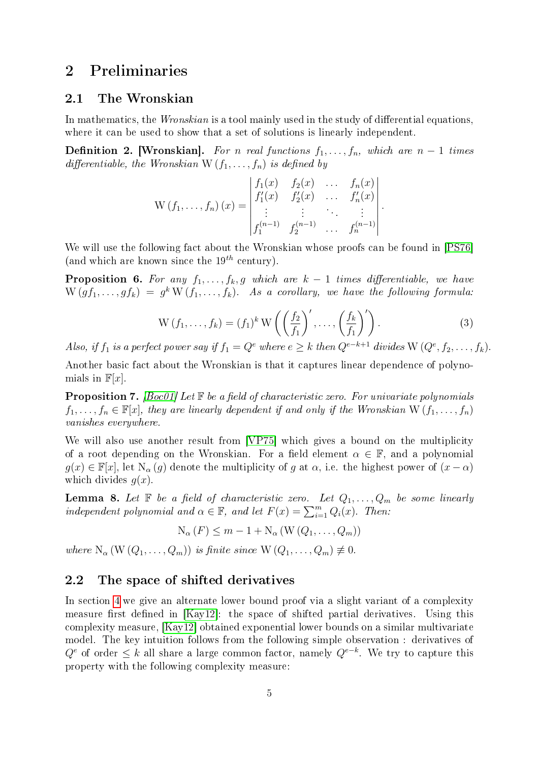## 2 Preliminaries

### 2.1 The Wronskian

In mathematics, the *Wronskian* is a tool mainly used in the study of differential equations, where it can be used to show that a set of solutions is linearly independent.

**Definition 2. [Wronskian].** *For $n$ real functions $f_1, \ldots, f_n$, which are $n-1$ times differentiable, the Wronskian $\mathrm{W}(f_1, \ldots, f_n)$ is defined by*

$$\mathrm{W}(f_1, \ldots, f_n)(x) = \begin{vmatrix} f_1(x) & f_2(x) & \ldots & f_n(x) \\ f_1'(x) & f_2'(x) & \ldots & f_n'(x) \\ \vdots & \vdots & \ddots & \vdots \\ f_1^{(n-1)} & f_2^{(n-1)} & \ldots & f_n^{(n-1)} \end{vmatrix}.$$

We will use the following fact about the Wronskian whose proofs can be found in [PS76] (and which are known since the $19^{th}$ century).

**Proposition 6.** *For any $f_1, \ldots, f_k, g$ which are $k-1$ times differentiable, we have $\mathrm{W}(gf_1, \ldots, gf_k) = g^k \, \mathrm{W}(f_1, \ldots, f_k)$. As a corollary, we have the following formula:*

$$\mathrm{W}(f_1, \ldots, f_k) = (f_1)^k \, \mathrm{W}\left( \left(\frac{f_2}{f_1}\right)', \ldots, \left(\frac{f_k}{f_1}\right)' \right). \tag{3}$$

*Also, if $f_1$ is a perfect power say if $f_1 = Q^e$ where $e \geq k$ then $Q^{e-k+1}$ divides $\mathrm{W}(Q^e, f_2, \ldots, f_k)$.*

Another basic fact about the Wronskian is that it captures linear dependence of polynomials in $\mathbb{F}[x]$.

**Proposition 7.** *[Boc01] Let $\mathbb{F}$ be a field of characteristic zero. For univariate polynomials $f_1, \ldots, f_n \in \mathbb{F}[x]$, they are linearly dependent if and only if the Wronskian $\mathrm{W}(f_1, \ldots, f_n)$ vanishes everywhere.*

We will also use another result from [VP75] which gives a bound on the multiplicity of a root depending on the Wronskian. For a field element $\alpha \in \mathbb{F}$, and a polynomial $g(x) \in \mathbb{F}[x]$, let $\mathrm{N}_\alpha(g)$ denote the multiplicity of $g$ at $\alpha$, i.e. the highest power of $(x - \alpha)$ which divides $g(x)$.

**Lemma 8.** *Let $\mathbb{F}$ be a field of characteristic zero. Let $Q_1, \ldots, Q_m$ be some linearly independent polynomial and $\alpha \in \mathbb{F}$, and let $F(x) = \sum_{i=1}^{m} Q_i(x)$. Then:*

$$\mathrm{N}_\alpha(F) \leq m - 1 + \mathrm{N}_\alpha(\mathrm{W}(Q_1, \ldots, Q_m))$$

*where $\mathrm{N}_\alpha(\mathrm{W}(Q_1, \ldots, Q_m))$ is finite since $\mathrm{W}(Q_1, \ldots, Q_m) \not\equiv 0$.*

### 2.2 The space of shifted derivatives

In section 4 we give an alternate lower bound proof via a slight variant of a complexity measure first defined in [Kay12]: the space of shifted partial derivatives. Using this complexity measure, [Kay12] obtained exponential lower bounds on a similar multivariate model. The key intuition follows from the following simple observation : derivatives of $Q^e$ of order $\leq k$ all share a large common factor, namely $Q^{e-k}$. We try to capture this property with the following complexity measure: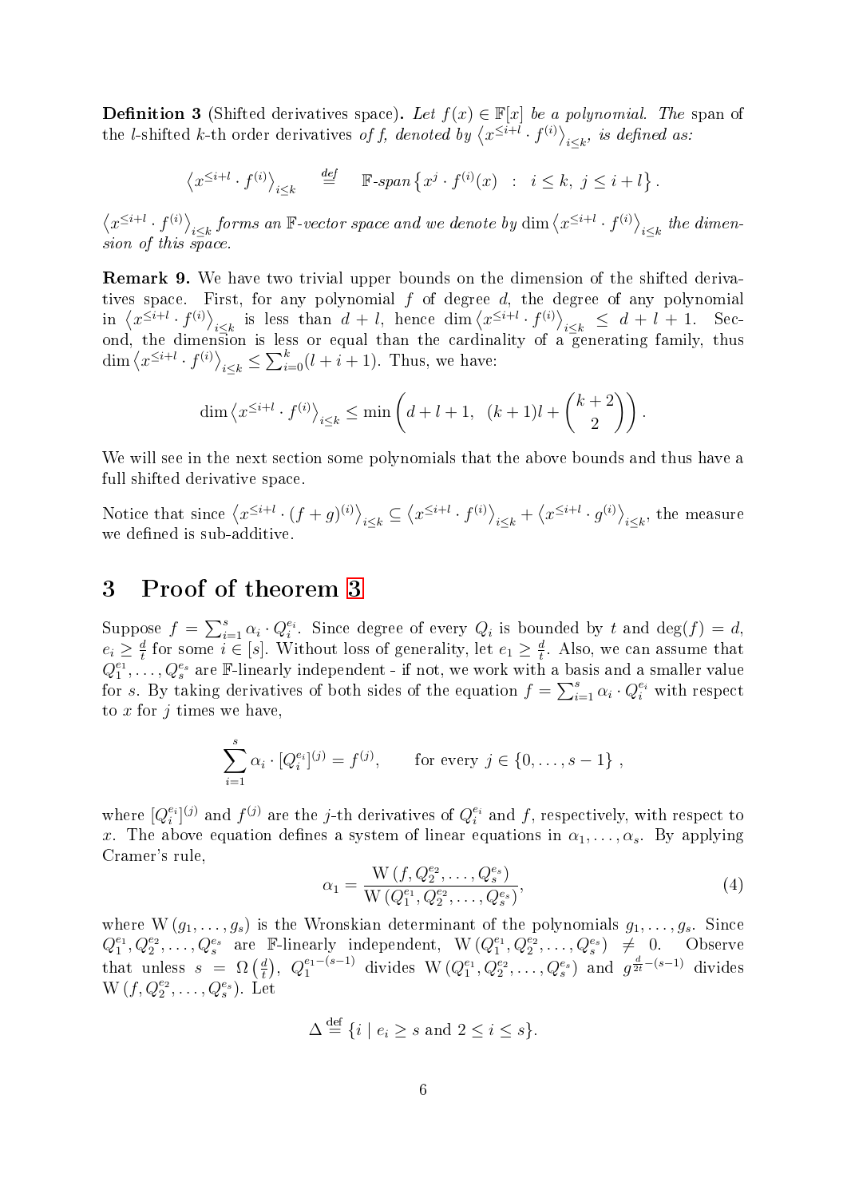**Definition 3** (Shifted derivatives space)**.** *Let $f(x) \in \mathbb{F}[x]$ be a polynomial. The* span of the *l*-shifted *k*-th order derivatives *of f, denoted by $\left\langle x^{\leq i+l} \cdot f^{(i)} \right\rangle_{i \leq k}$, is defined as:*

$$\left\langle x^{\leq i+l} \cdot f^{(i)} \right\rangle_{i \leq k} \quad \stackrel{def}{=} \quad \mathbb{F}\text{-}span \left\{ x^j \cdot f^{(i)}(x) \ : \ i \leq k, \ j \leq i+l \right\}.$$

*$\left\langle x^{\leq i+l} \cdot f^{(i)} \right\rangle_{i \leq k}$ forms an $\mathbb{F}$-vector space and we denote by $\dim \left\langle x^{\leq i+l} \cdot f^{(i)} \right\rangle_{i \leq k}$ the dimension of this space.*

**Remark 9.** We have two trivial upper bounds on the dimension of the shifted derivatives space. First, for any polynomial $f$ of degree $d$, the degree of any polynomial in $\left\langle x^{\leq i+l} \cdot f^{(i)} \right\rangle_{i \leq k}$ is less than $d+l$, hence $\dim \left\langle x^{\leq i+l} \cdot f^{(i)} \right\rangle_{i \leq k} \leq d+l+1$. Second, the dimension is less or equal than the cardinality of a generating family, thus $\dim \left\langle x^{\leq i+l} \cdot f^{(i)} \right\rangle_{i \leq k} \leq \sum_{i=0}^{k}(l+i+1)$. Thus, we have:

$$\dim \left\langle x^{\leq i+l} \cdot f^{(i)} \right\rangle_{i \leq k} \leq \min \left( d+l+1, \ (k+1)l + \binom{k+2}{2} \right).$$

We will see in the next section some polynomials that the above bounds and thus have a full shifted derivative space.

Notice that since $\left\langle x^{\leq i+l} \cdot (f+g)^{(i)} \right\rangle_{i \leq k} \subseteq \left\langle x^{\leq i+l} \cdot f^{(i)} \right\rangle_{i \leq k} + \left\langle x^{\leq i+l} \cdot g^{(i)} \right\rangle_{i \leq k}$, the measure we defined is sub-additive.

# 3 Proof of theorem 3

Suppose $f = \sum_{i=1}^{s} \alpha_i \cdot Q_i^{e_i}$. Since degree of every $Q_i$ is bounded by $t$ and $\deg(f) = d$, $e_i \geq \frac{d}{t}$ for some $i \in [s]$. Without loss of generality, let $e_1 \geq \frac{d}{t}$. Also, we can assume that $Q_1^{e_1}, \ldots, Q_s^{e_s}$ are $\mathbb{F}$-linearly independent - if not, we work with a basis and a smaller value for $s$. By taking derivatives of both sides of the equation $f = \sum_{i=1}^{s} \alpha_i \cdot Q_i^{e_i}$ with respect to $x$ for $j$ times we have,

$$\sum_{i=1}^{s} \alpha_i \cdot [Q_i^{e_i}]^{(j)} = f^{(j)}, \qquad \text{for every } j \in \{0, \ldots, s-1\},$$

where $[Q_i^{e_i}]^{(j)}$ and $f^{(j)}$ are the $j$-th derivatives of $Q_i^{e_i}$ and $f$, respectively, with respect to $x$. The above equation defines a system of linear equations in $\alpha_1, \ldots, \alpha_s$. By applying Cramer's rule,

$$\alpha_1 = \frac{\mathrm{W}\left(f, Q_2^{e_2}, \ldots, Q_s^{e_s}\right)}{\mathrm{W}\left(Q_1^{e_1}, Q_2^{e_2}, \ldots, Q_s^{e_s}\right)}, \tag{4}$$

where $\mathrm{W}\left(g_1, \ldots, g_s\right)$ is the Wronskian determinant of the polynomials $g_1, \ldots, g_s$. Since $Q_1^{e_1}, Q_2^{e_2}, \ldots, Q_s^{e_s}$ are $\mathbb{F}$-linearly independent, $\mathrm{W}\left(Q_1^{e_1}, Q_2^{e_2}, \ldots, Q_s^{e_s}\right) \neq 0$. Observe that unless $s = \Omega\left(\frac{d}{t}\right)$, $Q_1^{e_1-(s-1)}$ divides $\mathrm{W}\left(Q_1^{e_1}, Q_2^{e_2}, \ldots, Q_s^{e_s}\right)$ and $g^{\frac{d}{2t}-(s-1)}$ divides $\mathrm{W}\left(f, Q_2^{e_2}, \ldots, Q_s^{e_s}\right)$. Let

$$\Delta \stackrel{\text{def}}{=} \{i \mid e_i \geq s \text{ and } 2 \leq i \leq s\}.$$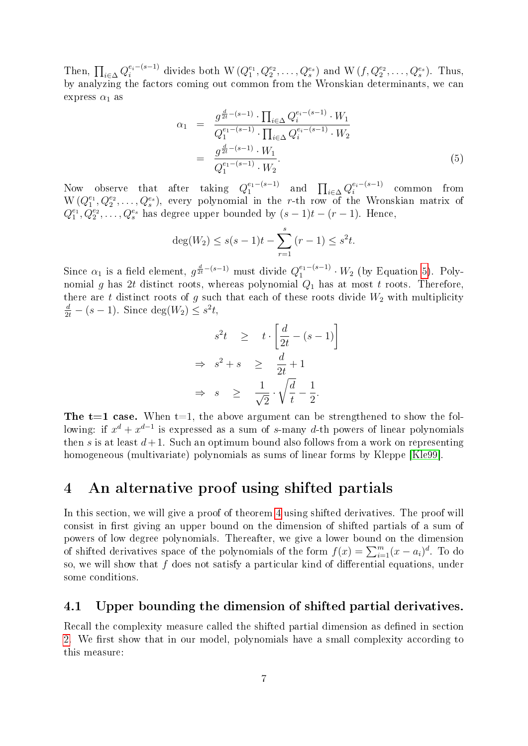Then, $\prod_{i\in\Delta} Q_i^{e_i-(s-1)}$ divides both $\mathrm{W}\left(Q_1^{e_1}, Q_2^{e_2}, \ldots, Q_s^{e_s}\right)$ and $\mathrm{W}\left(f, Q_2^{e_2}, \ldots, Q_s^{e_s}\right)$. Thus, by analyzing the factors coming out common from the Wronskian determinants, we can express $\alpha_1$ as

$$
\begin{aligned}
\alpha_1 &= \frac{g^{\frac{d}{2t}-(s-1)} \cdot \prod_{i\in\Delta} Q_i^{e_i-(s-1)} \cdot W_1}{Q_1^{e_1-(s-1)} \cdot \prod_{i\in\Delta} Q_i^{e_i-(s-1)} \cdot W_2} \\
&= \frac{g^{\frac{d}{2t}-(s-1)} \cdot W_1}{Q_1^{e_1-(s-1)} \cdot W_2}.
\end{aligned} \tag{5}
$$

Now observe that after taking $Q_1^{e_1-(s-1)}$ and $\prod_{i\in\Delta} Q_i^{e_i-(s-1)}$ common from $\mathrm{W}\left(Q_1^{e_1}, Q_2^{e_2}, \ldots, Q_s^{e_s}\right)$, every polynomial in the $r$-th row of the Wronskian matrix of $Q_1^{e_1}, Q_2^{e_2}, \ldots, Q_s^{e_s}$ has degree upper bounded by $(s-1)t - (r-1)$. Hence,

$$
\deg(W_2) \leq s(s-1)t - \sum_{r=1}^{s} (r-1) \leq s^2 t.
$$

Since $\alpha_1$ is a field element, $g^{\frac{d}{2t}-(s-1)}$ must divide $Q_1^{e_1-(s-1)} \cdot W_2$ (by Equation 5). Polynomial $g$ has $2t$ distinct roots, whereas polynomial $Q_1$ has at most $t$ roots. Therefore, there are $t$ distinct roots of $g$ such that each of these roots divide $W_2$ with multiplicity $\frac{d}{2t} - (s-1)$. Since $\deg(W_2) \leq s^2 t$,

$$
\begin{aligned}
s^2 t &\geq t \cdot \left[\frac{d}{2t} - (s-1)\right] \\
\Rightarrow\ s^2 + s &\geq \frac{d}{2t} + 1 \\
\Rightarrow\ s &\geq \frac{1}{\sqrt{2}} \cdot \sqrt{\frac{d}{t}} - \frac{1}{2}.
\end{aligned}
$$

**The t=1 case.** When t=1, the above argument can be strengthened to show the following: if $x^d + x^{d-1}$ is expressed as a sum of $s$-many $d$-th powers of linear polynomials then $s$ is at least $d+1$. Such an optimum bound also follows from a work on representing homogeneous (multivariate) polynomials as sums of linear forms by Kleppe [Kle99].

# 4 An alternative proof using shifted partials

In this section, we will give a proof of theorem 4 using shifted derivatives. The proof will consist in first giving an upper bound on the dimension of shifted partials of a sum of powers of low degree polynomials. Thereafter, we give a lower bound on the dimension of shifted derivatives space of the polynomials of the form $f(x) = \sum_{i=1}^{m} (x - a_i)^d$. To do so, we will show that $f$ does not satisfy a particular kind of differential equations, under some conditions.

## 4.1 Upper bounding the dimension of shifted partial derivatives.

Recall the complexity measure called the shifted partial dimension as defined in section 2. We first show that in our model, polynomials have a small complexity according to this measure: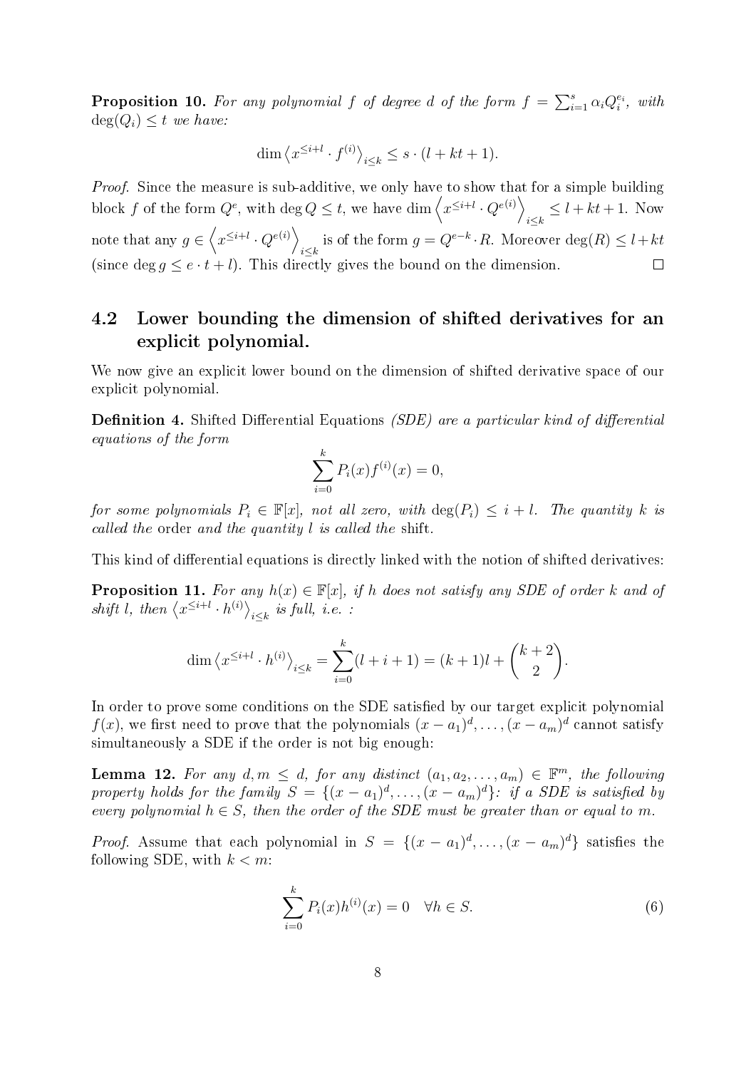**Proposition 10.** *For any polynomial $f$ of degree $d$ of the form $f = \sum_{i=1}^{s} \alpha_i Q_i^{e_i}$, with $\deg(Q_i) \leq t$ we have:*

$$\dim \left\langle x^{\leq i+l} \cdot f^{(i)} \right\rangle_{i \leq k} \leq s \cdot (l + kt + 1).$$

*Proof.* Since the measure is sub-additive, we only have to show that for a simple building block $f$ of the form $Q^e$, with $\deg Q \leq t$, we have $\dim \left\langle x^{\leq i+l} \cdot Q^{e(i)} \right\rangle_{i \leq k} \leq l + kt + 1$. Now note that any $g \in \left\langle x^{\leq i+l} \cdot Q^{e(i)} \right\rangle_{i \leq k}$ is of the form $g = Q^{e-k} \cdot R$. Moreover $\deg(R) \leq l + kt$ (since $\deg g \leq e \cdot t + l$). This directly gives the bound on the dimension. □

## 4.2 Lower bounding the dimension of shifted derivatives for an explicit polynomial.

We now give an explicit lower bound on the dimension of shifted derivative space of our explicit polynomial.

**Definition 4.** Shifted Differential Equations *(SDE) are a particular kind of differential equations of the form*

$$\sum_{i=0}^{k} P_i(x) f^{(i)}(x) = 0,$$

*for some polynomials $P_i \in \mathbb{F}[x]$, not all zero, with $\deg(P_i) \leq i + l$. The quantity $k$ is called the* order *and the quantity $l$ is called the* shift.

This kind of differential equations is directly linked with the notion of shifted derivatives:

**Proposition 11.** *For any $h(x) \in \mathbb{F}[x]$, if $h$ does not satisfy any SDE of order $k$ and of shift $l$, then $\left\langle x^{\leq i+l} \cdot h^{(i)} \right\rangle_{i \leq k}$ is full, i.e. :*

$$\dim \left\langle x^{\leq i+l} \cdot h^{(i)} \right\rangle_{i \leq k} = \sum_{i=0}^{k} (l + i + 1) = (k+1)l + \binom{k+2}{2}.$$

In order to prove some conditions on the SDE satisfied by our target explicit polynomial $f(x)$, we first need to prove that the polynomials $(x - a_1)^d, \ldots, (x - a_m)^d$ cannot satisfy simultaneously a SDE if the order is not big enough:

**Lemma 12.** *For any $d, m \leq d$, for any distinct $(a_1, a_2, \ldots, a_m) \in \mathbb{F}^m$, the following property holds for the family $S = \{(x - a_1)^d, \ldots, (x - a_m)^d\}$: if a SDE is satisfied by every polynomial $h \in S$, then the order of the SDE must be greater than or equal to $m$.*

*Proof.* Assume that each polynomial in $S = \{(x - a_1)^d, \ldots, (x - a_m)^d\}$ satisfies the following SDE, with $k < m$:

$$\sum_{i=0}^{k} P_i(x) h^{(i)}(x) = 0 \quad \forall h \in S. \tag{6}$$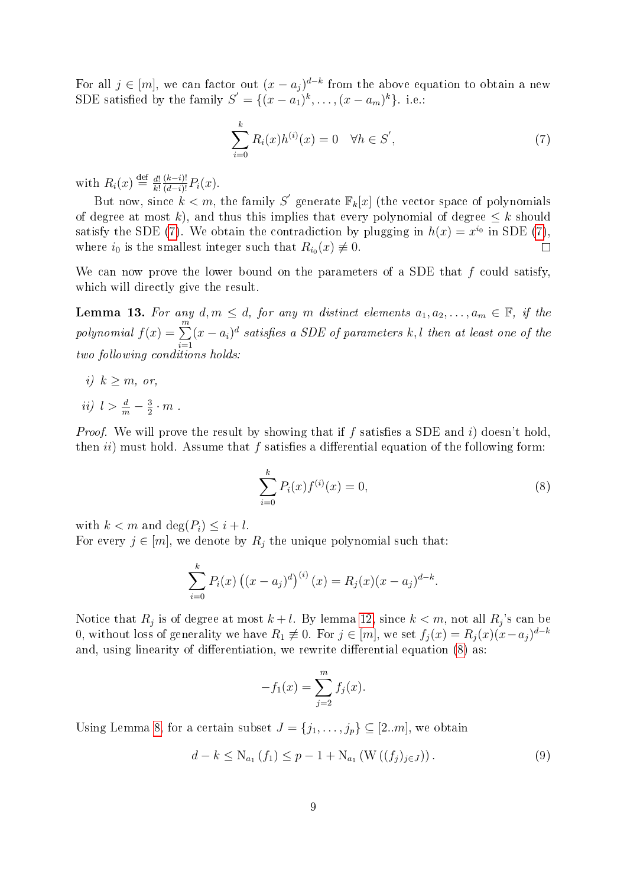For all $j \in [m]$, we can factor out $(x-a_j)^{d-k}$ from the above equation to obtain a new SDE satisfied by the family $S^{'} = \{(x-a_1)^k, \ldots, (x-a_m)^k\}$. i.e.:

$$\sum_{i=0}^{k} R_i(x) h^{(i)}(x) = 0 \quad \forall h \in S^{'}, \tag{7}$$

with $R_i(x) \overset{\text{def}}{=} \frac{d!}{k!}\frac{(k-i)!}{(d-i)!} P_i(x)$.

But now, since $k < m$, the family $S^{'}$ generate $\mathbb{F}_k[x]$ (the vector space of polynomials of degree at most $k$), and thus this implies that every polynomial of degree $\leq k$ should satisfy the SDE (7). We obtain the contradiction by plugging in $h(x) = x^{i_0}$ in SDE (7), where $i_0$ is the smallest integer such that $R_{i_0}(x) \not\equiv 0$. □

We can now prove the lower bound on the parameters of a SDE that $f$ could satisfy, which will directly give the result.

**Lemma 13.** *For any $d, m \leq d$, for any $m$ distinct elements $a_1, a_2, \ldots, a_m \in \mathbb{F}$, if the polynomial $f(x) = \sum_{i=1}^{m} (x-a_i)^d$ satisfies a SDE of parameters $k, l$ then at least one of the two following conditions holds:*

*i) $k \geq m$, or,*

*ii) $l > \frac{d}{m} - \frac{3}{2} \cdot m$ .*

*Proof.* We will prove the result by showing that if $f$ satisfies a SDE and $i)$ doesn't hold, then $ii)$ must hold. Assume that $f$ satisfies a differential equation of the following form:

$$\sum_{i=0}^{k} P_i(x) f^{(i)}(x) = 0, \tag{8}$$

with $k < m$ and $\deg(P_i) \leq i + l$.
For every $j \in [m]$, we denote by $R_j$ the unique polynomial such that:

$$\sum_{i=0}^{k} P_i(x) \left((x-a_j)^d\right)^{(i)}(x) = R_j(x)(x-a_j)^{d-k}.$$

Notice that $R_j$ is of degree at most $k + l$. By lemma 12, since $k < m$, not all $R_j$'s can be 0, without loss of generality we have $R_1 \not\equiv 0$. For $j \in [m]$, we set $f_j(x) = R_j(x)(x-a_j)^{d-k}$ and, using linearity of differentiation, we rewrite differential equation (8) as:

$$-f_1(x) = \sum_{j=2}^{m} f_j(x).$$

Using Lemma 8, for a certain subset $J = \{j_1, \ldots, j_p\} \subseteq [2..m]$, we obtain

$$d - k \leq \mathrm{N}_{a_1}(f_1) \leq p - 1 + \mathrm{N}_{a_1}\left(\mathrm{W}\left((f_j)_{j \in J}\right)\right). \tag{9}$$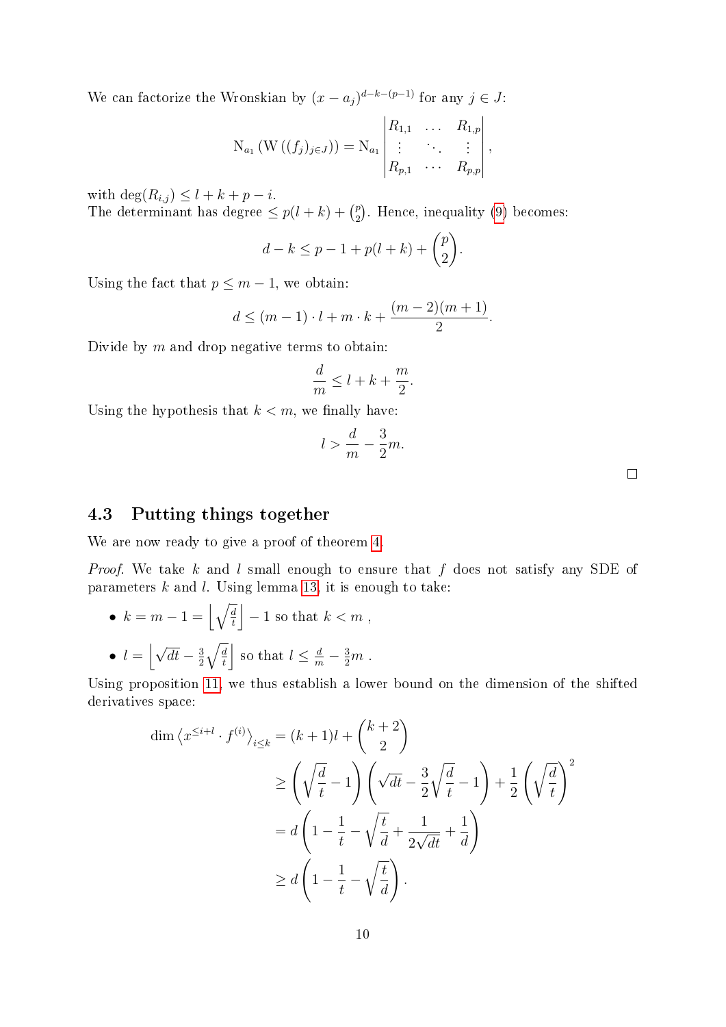We can factorize the Wronskian by $(x-a_j)^{d-k-(p-1)}$ for any $j \in J$:

$$\mathrm{N}_{a_1}\left(\mathrm{W}\left((f_j)_{j\in J}\right)\right) = \mathrm{N}_{a_1}\begin{vmatrix} R_{1,1} & \dots & R_{1,p} \\ \vdots & \ddots & \vdots \\ R_{p,1} & \cdots & R_{p,p} \end{vmatrix},$$

with $\deg(R_{i,j}) \leq l+k+p-i$.
The determinant has degree $\leq p(l+k) + \binom{p}{2}$. Hence, inequality (9) becomes:

$$d-k \leq p-1+p(l+k)+\binom{p}{2}.$$

Using the fact that $p \leq m-1$, we obtain:

$$d \leq (m-1)\cdot l + m \cdot k + \frac{(m-2)(m+1)}{2}.$$

Divide by $m$ and drop negative terms to obtain:

$$\frac{d}{m} \leq l + k + \frac{m}{2}.$$

Using the hypothesis that $k < m$, we finally have:

$$l > \frac{d}{m} - \frac{3}{2}m.$$

□

## 4.3 Putting things together

We are now ready to give a proof of theorem 4.

*Proof.* We take $k$ and $l$ small enough to ensure that $f$ does not satisfy any SDE of parameters $k$ and $l$. Using lemma 13, it is enough to take:

- $k = m-1 = \left\lfloor \sqrt{\frac{d}{t}} \right\rfloor - 1$ so that $k < m$ ,
- $l = \left\lfloor \sqrt{dt} - \frac{3}{2}\sqrt{\frac{d}{t}} \right\rfloor$ so that $l \leq \frac{d}{m} - \frac{3}{2}m$ .

Using proposition 11, we thus establish a lower bound on the dimension of the shifted derivatives space:

$$\begin{aligned}
\dim \left\langle x^{\leq i+l} \cdot f^{(i)} \right\rangle_{i \leq k} &= (k+1)l + \binom{k+2}{2} \\
&\geq \left(\sqrt{\frac{d}{t}} - 1\right)\left(\sqrt{dt} - \frac{3}{2}\sqrt{\frac{d}{t}} - 1\right) + \frac{1}{2}\left(\sqrt{\frac{d}{t}}\right)^2 \\
&= d\left(1 - \frac{1}{t} - \sqrt{\frac{t}{d}} + \frac{1}{2\sqrt{dt}} + \frac{1}{d}\right) \\
&\geq d\left(1 - \frac{1}{t} - \sqrt{\frac{t}{d}}\right).
\end{aligned}$$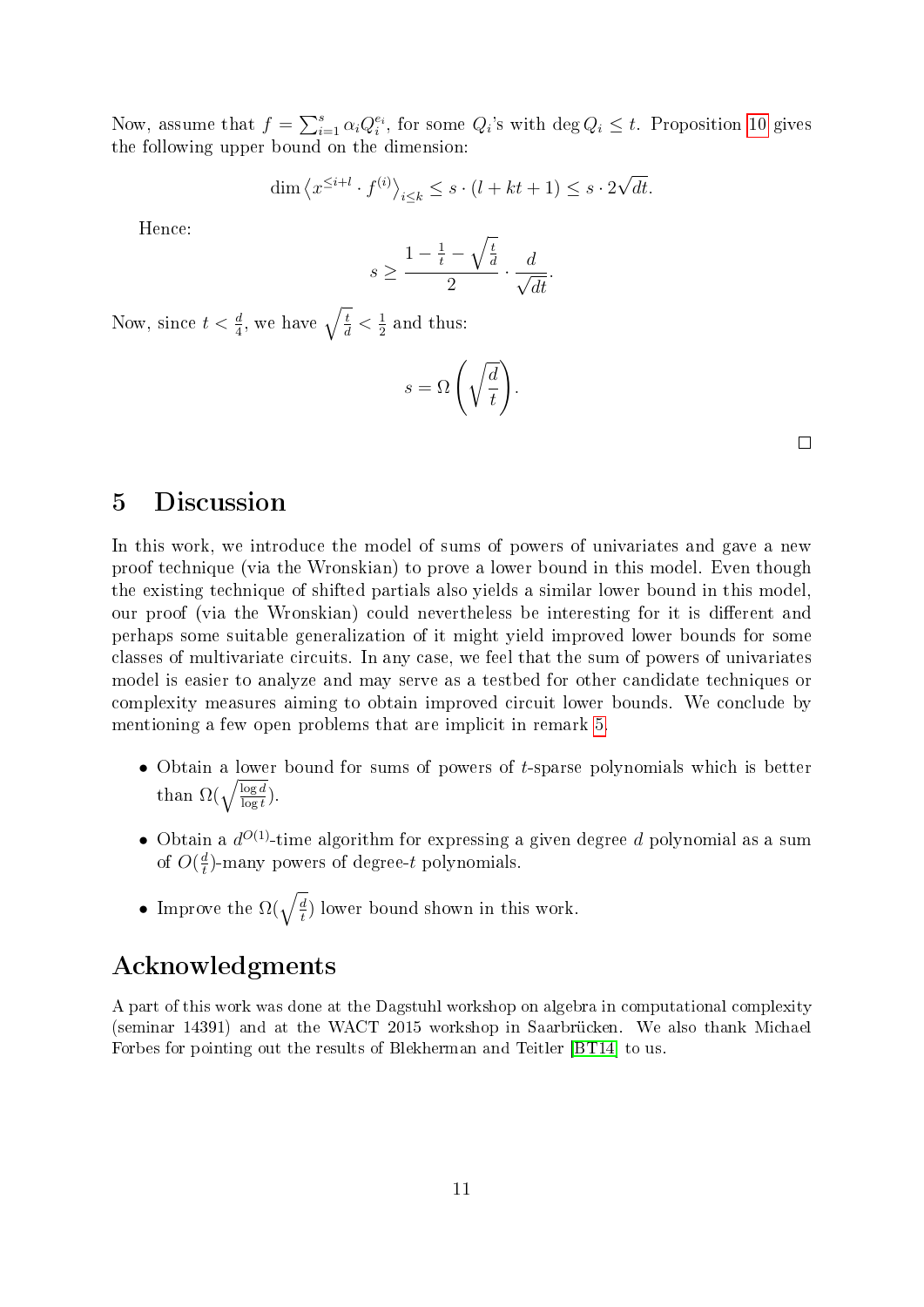Now, assume that $f = \sum_{i=1}^{s} \alpha_i Q_i^{e_i}$, for some $Q_i$'s with $\deg Q_i \leq t$. Proposition 10 gives the following upper bound on the dimension:

$$\dim \left\langle x^{\leq i+l} \cdot f^{(i)} \right\rangle_{i \leq k} \leq s \cdot (l + kt + 1) \leq s \cdot 2\sqrt{dt}.$$

Hence:

$$s \geq \frac{1 - \frac{1}{t} - \sqrt{\frac{t}{d}}}{2} \cdot \frac{d}{\sqrt{dt}}.$$

Now, since $t < \frac{d}{4}$, we have $\sqrt{\frac{t}{d}} < \frac{1}{2}$ and thus:

$$s = \Omega\left(\sqrt{\frac{d}{t}}\right).$$

□

# 5 Discussion

In this work, we introduce the model of sums of powers of univariates and gave a new proof technique (via the Wronskian) to prove a lower bound in this model. Even though the existing technique of shifted partials also yields a similar lower bound in this model, our proof (via the Wronskian) could nevertheless be interesting for it is different and perhaps some suitable generalization of it might yield improved lower bounds for some classes of multivariate circuits. In any case, we feel that the sum of powers of univariates model is easier to analyze and may serve as a testbed for other candidate techniques or complexity measures aiming to obtain improved circuit lower bounds. We conclude by mentioning a few open problems that are implicit in remark 5.

- Obtain a lower bound for sums of powers of $t$-sparse polynomials which is better than $\Omega(\sqrt{\frac{\log d}{\log t}})$.
- Obtain a $d^{O(1)}$-time algorithm for expressing a given degree $d$ polynomial as a sum of $O(\frac{d}{t})$-many powers of degree-$t$ polynomials.
- Improve the $\Omega(\sqrt{\frac{d}{t}})$ lower bound shown in this work.

# Acknowledgments

A part of this work was done at the Dagstuhl workshop on algebra in computational complexity (seminar 14391) and at the WACT 2015 workshop in Saarbrücken. We also thank Michael Forbes for pointing out the results of Blekherman and Teitler [BT14] to us.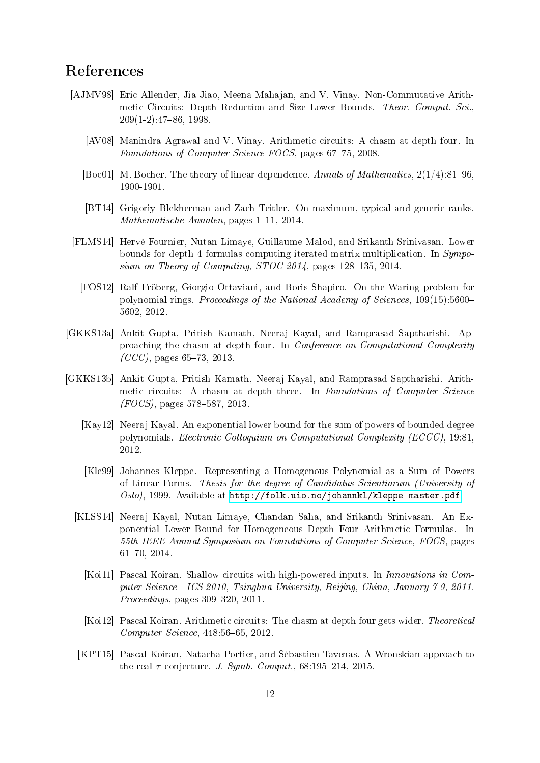# References

[AJMV98] Eric Allender, Jia Jiao, Meena Mahajan, and V. Vinay. Non-Commutative Arithmetic Circuits: Depth Reduction and Size Lower Bounds. *Theor. Comput. Sci.*, 209(1-2):47–86, 1998.

[AV08] Manindra Agrawal and V. Vinay. Arithmetic circuits: A chasm at depth four. In *Foundations of Computer Science FOCS*, pages 67–75, 2008.

[Boc01] M. Bocher. The theory of linear dependence. *Annals of Mathematics*, 2(1/4):81–96, 1900-1901.

[BT14] Grigoriy Blekherman and Zach Teitler. On maximum, typical and generic ranks. *Mathematische Annalen*, pages 1–11, 2014.

[FLMS14] Hervé Fournier, Nutan Limaye, Guillaume Malod, and Srikanth Srinivasan. Lower bounds for depth 4 formulas computing iterated matrix multiplication. In *Symposium on Theory of Computing, STOC 2014*, pages 128–135, 2014.

[FOS12] Ralf Fröberg, Giorgio Ottaviani, and Boris Shapiro. On the Waring problem for polynomial rings. *Proceedings of the National Academy of Sciences*, 109(15):5600–5602, 2012.

[GKKS13a] Ankit Gupta, Pritish Kamath, Neeraj Kayal, and Ramprasad Saptharishi. Approaching the chasm at depth four. In *Conference on Computational Complexity (CCC)*, pages 65–73, 2013.

[GKKS13b] Ankit Gupta, Pritish Kamath, Neeraj Kayal, and Ramprasad Saptharishi. Arithmetic circuits: A chasm at depth three. In *Foundations of Computer Science (FOCS)*, pages 578–587, 2013.

[Kay12] Neeraj Kayal. An exponential lower bound for the sum of powers of bounded degree polynomials. *Electronic Colloquium on Computational Complexity (ECCC)*, 19:81, 2012.

[Kle99] Johannes Kleppe. Representing a Homogenous Polynomial as a Sum of Powers of Linear Forms. *Thesis for the degree of Candidatus Scientiarum (University of Oslo)*, 1999. Available at http://folk.uio.no/johannkl/kleppe-master.pdf.

[KLSS14] Neeraj Kayal, Nutan Limaye, Chandan Saha, and Srikanth Srinivasan. An Exponential Lower Bound for Homogeneous Depth Four Arithmetic Formulas. In *55th IEEE Annual Symposium on Foundations of Computer Science, FOCS*, pages 61–70, 2014.

[Koi11] Pascal Koiran. Shallow circuits with high-powered inputs. In *Innovations in Computer Science - ICS 2010, Tsinghua University, Beijing, China, January 7-9, 2011. Proceedings*, pages 309–320, 2011.

[Koi12] Pascal Koiran. Arithmetic circuits: The chasm at depth four gets wider. *Theoretical Computer Science*, 448:56–65, 2012.

[KPT15] Pascal Koiran, Natacha Portier, and Sébastien Tavenas. A Wronskian approach to the real $\tau$-conjecture. *J. Symb. Comput.*, 68:195–214, 2015.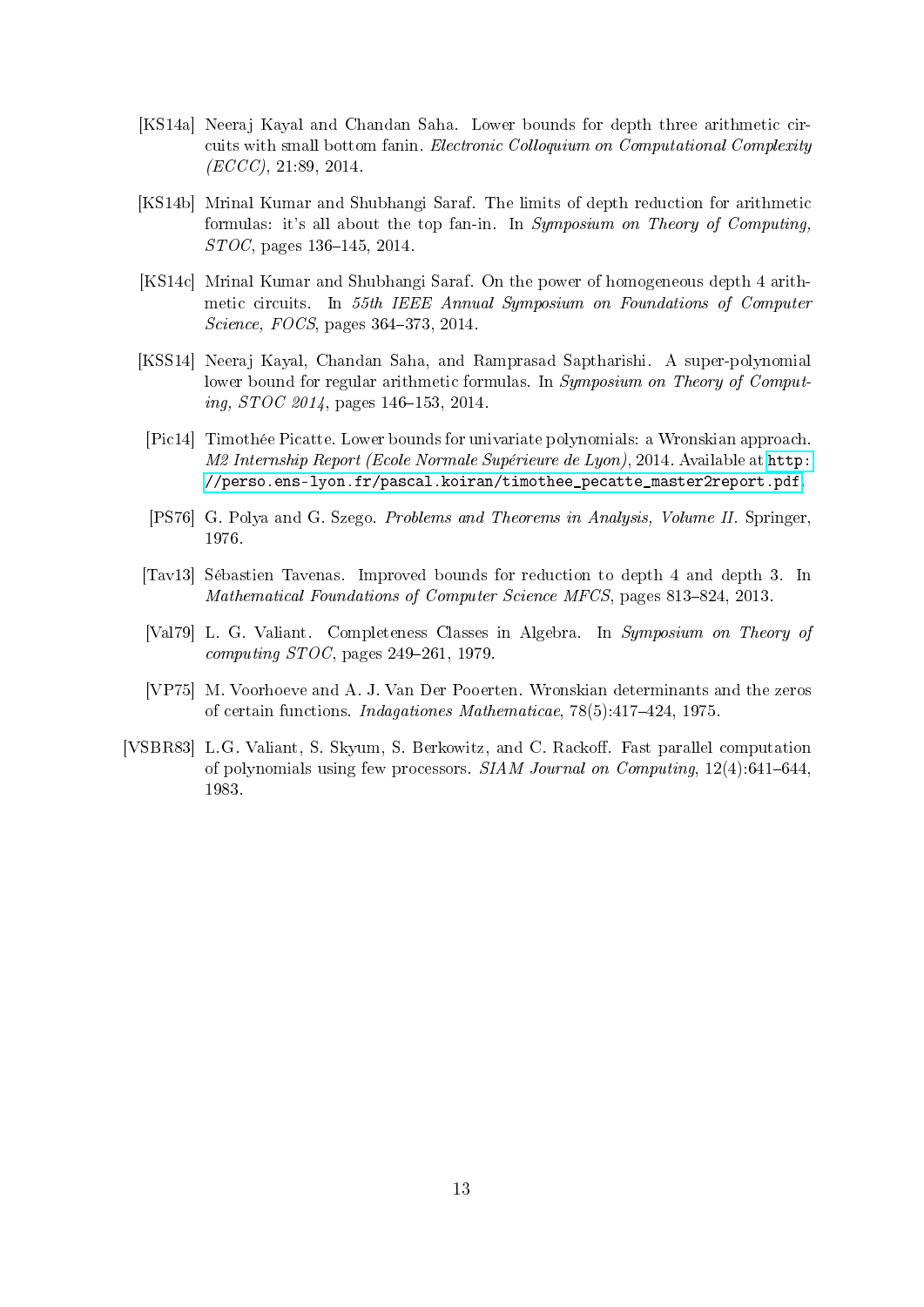[KS14a] Neeraj Kayal and Chandan Saha. Lower bounds for depth three arithmetic circuits with small bottom fanin. *Electronic Colloquium on Computational Complexity (ECCC)*, 21:89, 2014.

[KS14b] Mrinal Kumar and Shubhangi Saraf. The limits of depth reduction for arithmetic formulas: it's all about the top fan-in. In *Symposium on Theory of Computing, STOC*, pages 136–145, 2014.

[KS14c] Mrinal Kumar and Shubhangi Saraf. On the power of homogeneous depth 4 arithmetic circuits. In *55th IEEE Annual Symposium on Foundations of Computer Science, FOCS*, pages 364–373, 2014.

[KSS14] Neeraj Kayal, Chandan Saha, and Ramprasad Saptharishi. A super-polynomial lower bound for regular arithmetic formulas. In *Symposium on Theory of Computing, STOC 2014*, pages 146–153, 2014.

[Pic14] Timothée Picatte. Lower bounds for univariate polynomials: a Wronskian approach. *M2 Internship Report (Ecole Normale Supérieure de Lyon)*, 2014. Available at http://perso.ens-lyon.fr/pascal.koiran/timothee_pecatte_master2report.pdf.

[PS76] G. Polya and G. Szego. *Problems and Theorems in Analysis, Volume II.* Springer, 1976.

[Tav13] Sébastien Tavenas. Improved bounds for reduction to depth 4 and depth 3. In *Mathematical Foundations of Computer Science MFCS*, pages 813–824, 2013.

[Val79] L. G. Valiant. Completeness Classes in Algebra. In *Symposium on Theory of computing STOC*, pages 249–261, 1979.

[VP75] M. Voorhoeve and A. J. Van Der Pooerten. Wronskian determinants and the zeros of certain functions. *Indagationes Mathematicae*, 78(5):417–424, 1975.

[VSBR83] L.G. Valiant, S. Skyum, S. Berkowitz, and C. Rackoff. Fast parallel computation of polynomials using few processors. *SIAM Journal on Computing*, 12(4):641–644, 1983.